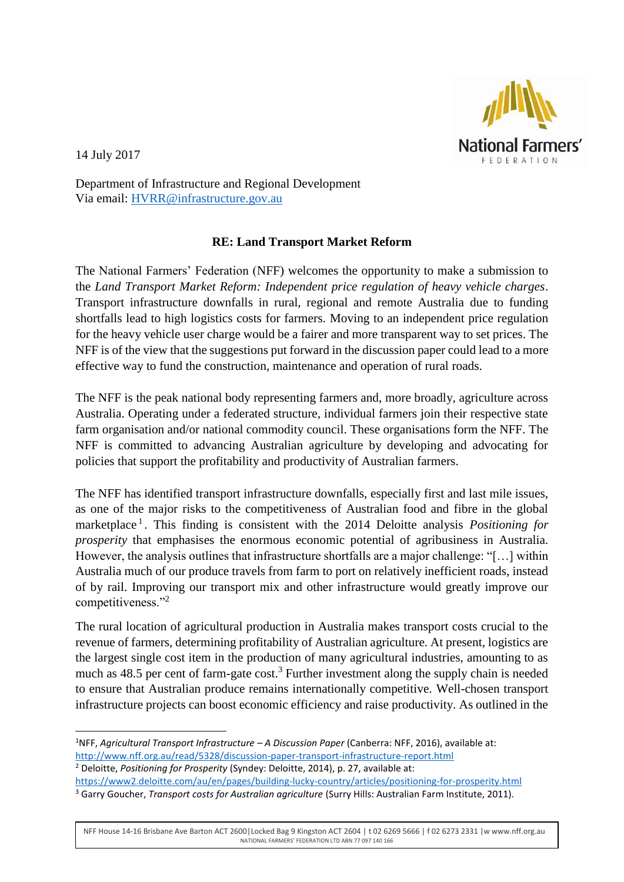National Farmers' FEDERATION

14 July 2017

Department of Infrastructure and Regional Development
Via email: HVRR@infrastructure.gov.au

**RE: Land Transport Market Reform**

The National Farmers' Federation (NFF) welcomes the opportunity to make a submission to the *Land Transport Market Reform: Independent price regulation of heavy vehicle charges*. Transport infrastructure downfalls in rural, regional and remote Australia due to funding shortfalls lead to high logistics costs for farmers. Moving to an independent price regulation for the heavy vehicle user charge would be a fairer and more transparent way to set prices. The NFF is of the view that the suggestions put forward in the discussion paper could lead to a more effective way to fund the construction, maintenance and operation of rural roads.

The NFF is the peak national body representing farmers and, more broadly, agriculture across Australia. Operating under a federated structure, individual farmers join their respective state farm organisation and/or national commodity council. These organisations form the NFF. The NFF is committed to advancing Australian agriculture by developing and advocating for policies that support the profitability and productivity of Australian farmers.

The NFF has identified transport infrastructure downfalls, especially first and last mile issues, as one of the major risks to the competitiveness of Australian food and fibre in the global marketplace[1]. This finding is consistent with the 2014 Deloitte analysis *Positioning for prosperity* that emphasises the enormous economic potential of agribusiness in Australia. However, the analysis outlines that infrastructure shortfalls are a major challenge: "[…] within Australia much of our produce travels from farm to port on relatively inefficient roads, instead of by rail. Improving our transport mix and other infrastructure would greatly improve our competitiveness."[2]

The rural location of agricultural production in Australia makes transport costs crucial to the revenue of farmers, determining profitability of Australian agriculture. At present, logistics are the largest single cost item in the production of many agricultural industries, amounting to as much as 48.5 per cent of farm-gate cost.[3] Further investment along the supply chain is needed to ensure that Australian produce remains internationally competitive. Well-chosen transport infrastructure projects can boost economic efficiency and raise productivity. As outlined in the

---

[1] NFF, *Agricultural Transport Infrastructure – A Discussion Paper* (Canberra: NFF, 2016), available at: http://www.nff.org.au/read/5328/discussion-paper-transport-infrastructure-report.html

[2] Deloitte, *Positioning for Prosperity* (Syndey: Deloitte, 2014), p. 27, available at: https://www2.deloitte.com/au/en/pages/building-lucky-country/articles/positioning-for-prosperity.html

[3] Garry Goucher, *Transport costs for Australian agriculture* (Surry Hills: Australian Farm Institute, 2011).

NFF House 14-16 Brisbane Ave Barton ACT 2600 | Locked Bag 9 Kingston ACT 2604 | t 02 6269 5666 | f 02 6273 2331 | w www.nff.org.au
NATIONAL FARMERS' FEDERATION LTD ABN 77 097 140 166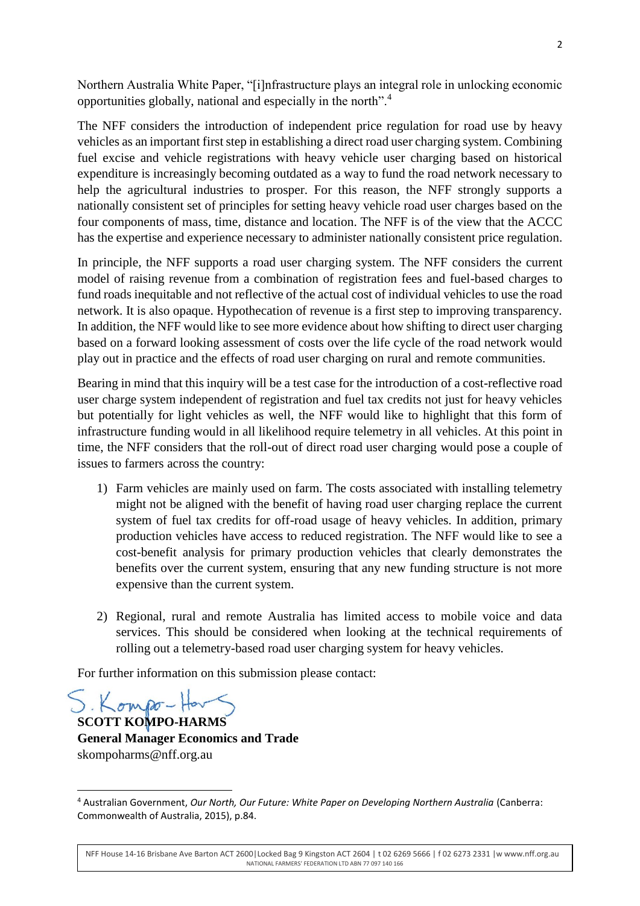Northern Australia White Paper, "[i]nfrastructure plays an integral role in unlocking economic opportunities globally, national and especially in the north".[4]

The NFF considers the introduction of independent price regulation for road use by heavy vehicles as an important first step in establishing a direct road user charging system. Combining fuel excise and vehicle registrations with heavy vehicle user charging based on historical expenditure is increasingly becoming outdated as a way to fund the road network necessary to help the agricultural industries to prosper. For this reason, the NFF strongly supports a nationally consistent set of principles for setting heavy vehicle road user charges based on the four components of mass, time, distance and location. The NFF is of the view that the ACCC has the expertise and experience necessary to administer nationally consistent price regulation.

In principle, the NFF supports a road user charging system. The NFF considers the current model of raising revenue from a combination of registration fees and fuel-based charges to fund roads inequitable and not reflective of the actual cost of individual vehicles to use the road network. It is also opaque. Hypothecation of revenue is a first step to improving transparency. In addition, the NFF would like to see more evidence about how shifting to direct user charging based on a forward looking assessment of costs over the life cycle of the road network would play out in practice and the effects of road user charging on rural and remote communities.

Bearing in mind that this inquiry will be a test case for the introduction of a cost-reflective road user charge system independent of registration and fuel tax credits not just for heavy vehicles but potentially for light vehicles as well, the NFF would like to highlight that this form of infrastructure funding would in all likelihood require telemetry in all vehicles. At this point in time, the NFF considers that the roll-out of direct road user charging would pose a couple of issues to farmers across the country:

1) Farm vehicles are mainly used on farm. The costs associated with installing telemetry might not be aligned with the benefit of having road user charging replace the current system of fuel tax credits for off-road usage of heavy vehicles. In addition, primary production vehicles have access to reduced registration. The NFF would like to see a cost-benefit analysis for primary production vehicles that clearly demonstrates the benefits over the current system, ensuring that any new funding structure is not more expensive than the current system.

2) Regional, rural and remote Australia has limited access to mobile voice and data services. This should be considered when looking at the technical requirements of rolling out a telemetry-based road user charging system for heavy vehicles.

For further information on this submission please contact:

S. Kompo-Harms

**SCOTT KOMPO-HARMS**
**General Manager Economics and Trade**
skompoharms@nff.org.au

[4] Australian Government, *Our North, Our Future: White Paper on Developing Northern Australia* (Canberra: Commonwealth of Australia, 2015), p.84.

NFF House 14-16 Brisbane Ave Barton ACT 2600|Locked Bag 9 Kingston ACT 2604 | t 02 6269 5666 | f 02 6273 2331 |w www.nff.org.au
NATIONAL FARMERS' FEDERATION LTD ABN 77 097 140 166